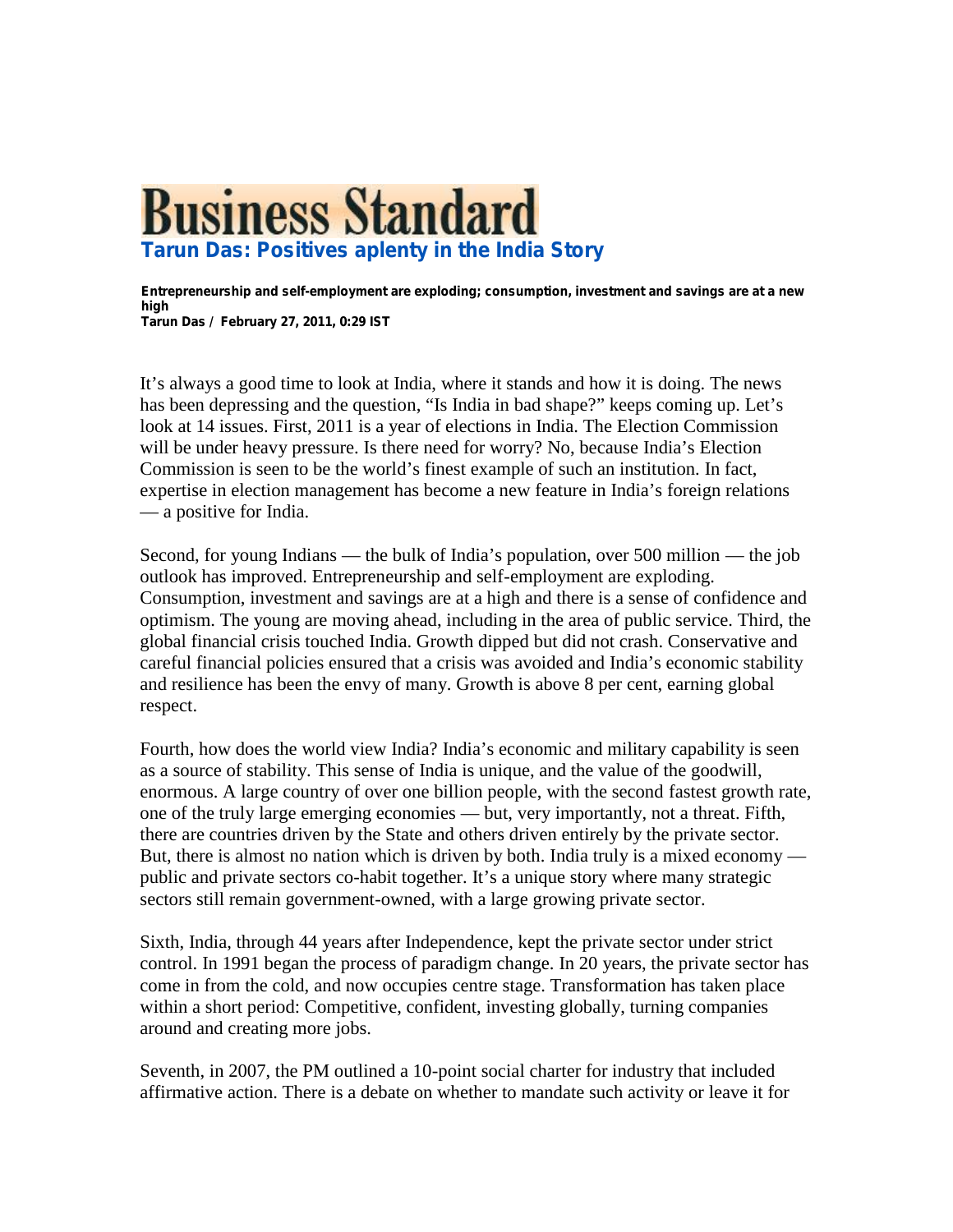# Business Standard

## Tarun Das: Positives aplenty in the India Story

**Entrepreneurship and self-employment are exploding; consumption, investment and savings are at a new high**

**Tarun Das / February 27, 2011, 0:29 IST**

It's always a good time to look at India, where it stands and how it is doing. The news has been depressing and the question, "Is India in bad shape?" keeps coming up. Let's look at 14 issues. First, 2011 is a year of elections in India. The Election Commission will be under heavy pressure. Is there need for worry? No, because India's Election Commission is seen to be the world's finest example of such an institution. In fact, expertise in election management has become a new feature in India's foreign relations — a positive for India.

Second, for young Indians — the bulk of India's population, over 500 million — the job outlook has improved. Entrepreneurship and self-employment are exploding. Consumption, investment and savings are at a high and there is a sense of confidence and optimism. The young are moving ahead, including in the area of public service. Third, the global financial crisis touched India. Growth dipped but did not crash. Conservative and careful financial policies ensured that a crisis was avoided and India's economic stability and resilience has been the envy of many. Growth is above 8 per cent, earning global respect.

Fourth, how does the world view India? India's economic and military capability is seen as a source of stability. This sense of India is unique, and the value of the goodwill, enormous. A large country of over one billion people, with the second fastest growth rate, one of the truly large emerging economies — but, very importantly, not a threat. Fifth, there are countries driven by the State and others driven entirely by the private sector. But, there is almost no nation which is driven by both. India truly is a mixed economy — public and private sectors co-habit together. It's a unique story where many strategic sectors still remain government-owned, with a large growing private sector.

Sixth, India, through 44 years after Independence, kept the private sector under strict control. In 1991 began the process of paradigm change. In 20 years, the private sector has come in from the cold, and now occupies centre stage. Transformation has taken place within a short period: Competitive, confident, investing globally, turning companies around and creating more jobs.

Seventh, in 2007, the PM outlined a 10-point social charter for industry that included affirmative action. There is a debate on whether to mandate such activity or leave it for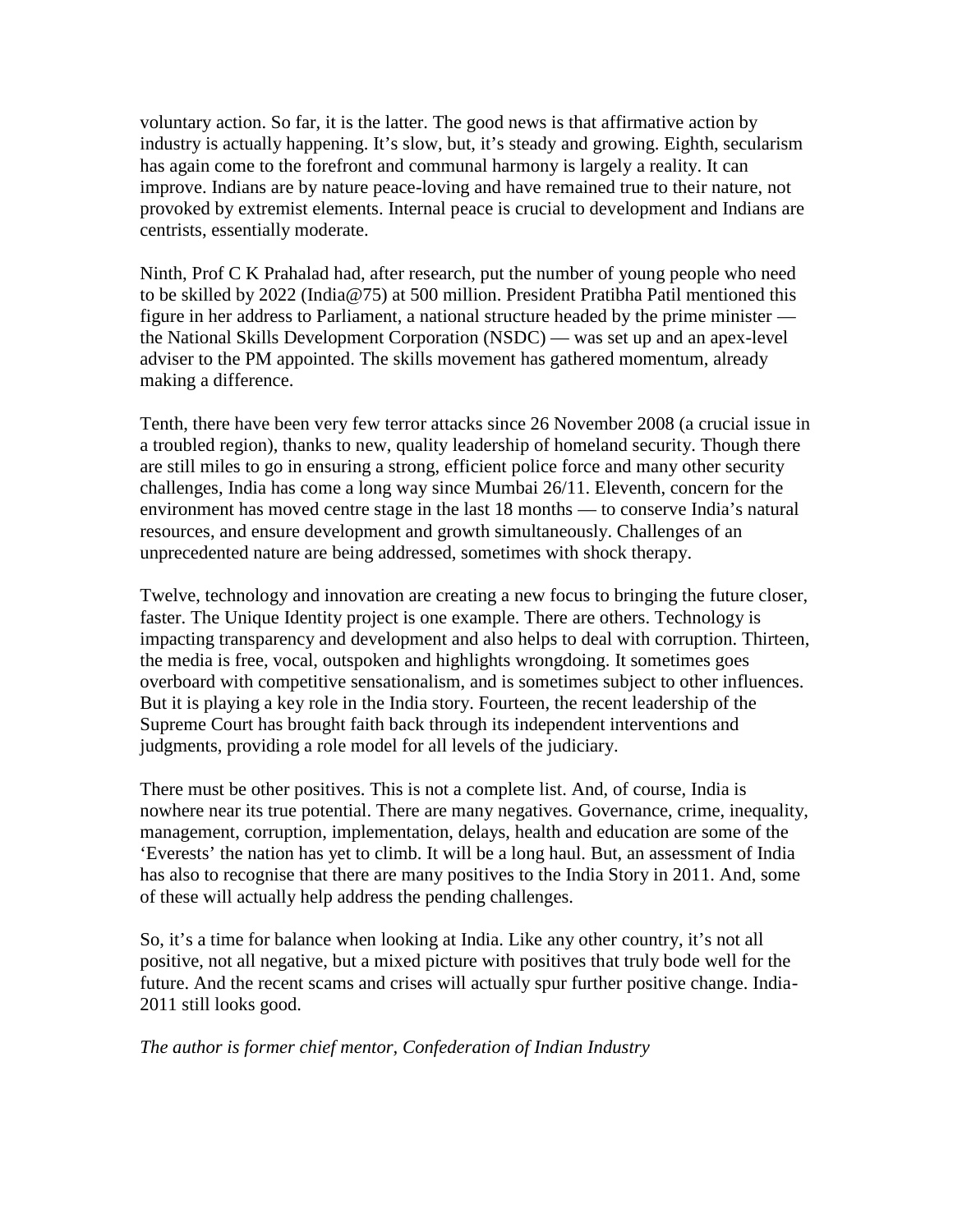voluntary action. So far, it is the latter. The good news is that affirmative action by industry is actually happening. It's slow, but, it's steady and growing. Eighth, secularism has again come to the forefront and communal harmony is largely a reality. It can improve. Indians are by nature peace-loving and have remained true to their nature, not provoked by extremist elements. Internal peace is crucial to development and Indians are centrists, essentially moderate.

Ninth, Prof C K Prahalad had, after research, put the number of young people who need to be skilled by 2022 (India@75) at 500 million. President Pratibha Patil mentioned this figure in her address to Parliament, a national structure headed by the prime minister — the National Skills Development Corporation (NSDC) — was set up and an apex-level adviser to the PM appointed. The skills movement has gathered momentum, already making a difference.

Tenth, there have been very few terror attacks since 26 November 2008 (a crucial issue in a troubled region), thanks to new, quality leadership of homeland security. Though there are still miles to go in ensuring a strong, efficient police force and many other security challenges, India has come a long way since Mumbai 26/11. Eleventh, concern for the environment has moved centre stage in the last 18 months — to conserve India's natural resources, and ensure development and growth simultaneously. Challenges of an unprecedented nature are being addressed, sometimes with shock therapy.

Twelve, technology and innovation are creating a new focus to bringing the future closer, faster. The Unique Identity project is one example. There are others. Technology is impacting transparency and development and also helps to deal with corruption. Thirteen, the media is free, vocal, outspoken and highlights wrongdoing. It sometimes goes overboard with competitive sensationalism, and is sometimes subject to other influences. But it is playing a key role in the India story. Fourteen, the recent leadership of the Supreme Court has brought faith back through its independent interventions and judgments, providing a role model for all levels of the judiciary.

There must be other positives. This is not a complete list. And, of course, India is nowhere near its true potential. There are many negatives. Governance, crime, inequality, management, corruption, implementation, delays, health and education are some of the 'Everests' the nation has yet to climb. It will be a long haul. But, an assessment of India has also to recognise that there are many positives to the India Story in 2011. And, some of these will actually help address the pending challenges.

So, it's a time for balance when looking at India. Like any other country, it's not all positive, not all negative, but a mixed picture with positives that truly bode well for the future. And the recent scams and crises will actually spur further positive change. India-2011 still looks good.

*The author is former chief mentor, Confederation of Indian Industry*